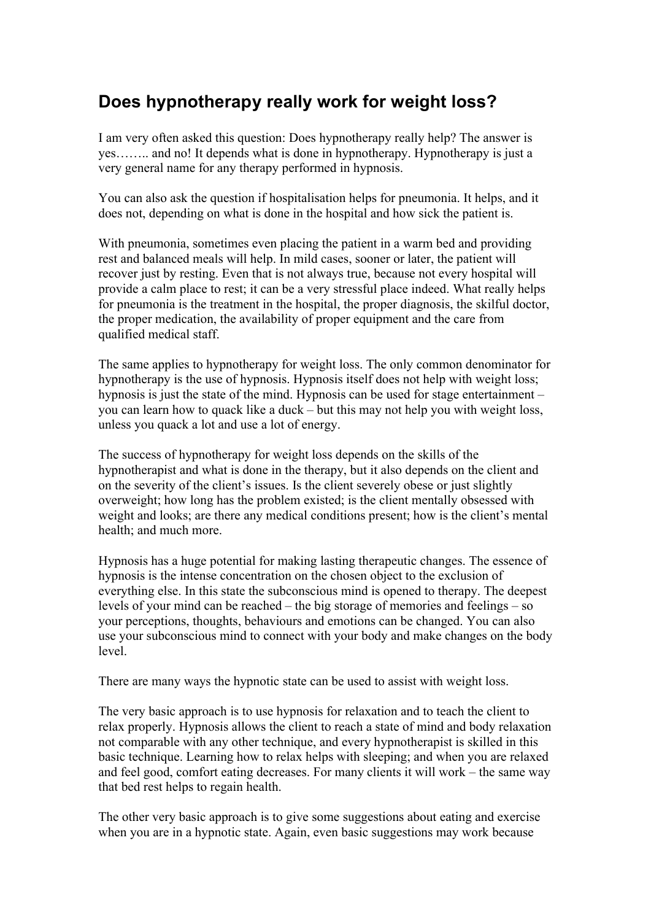## Does hypnotherapy really work for weight loss?

I am very often asked this question: Does hypnotherapy really help? The answer is yes…….. and no! It depends what is done in hypnotherapy. Hypnotherapy is just a very general name for any therapy performed in hypnosis.

You can also ask the question if hospitalisation helps for pneumonia. It helps, and it does not, depending on what is done in the hospital and how sick the patient is.

With pneumonia, sometimes even placing the patient in a warm bed and providing rest and balanced meals will help. In mild cases, sooner or later, the patient will recover just by resting. Even that is not always true, because not every hospital will provide a calm place to rest; it can be a very stressful place indeed. What really helps for pneumonia is the treatment in the hospital, the proper diagnosis, the skilful doctor, the proper medication, the availability of proper equipment and the care from qualified medical staff.

The same applies to hypnotherapy for weight loss. The only common denominator for hypnotherapy is the use of hypnosis. Hypnosis itself does not help with weight loss; hypnosis is just the state of the mind. Hypnosis can be used for stage entertainment – you can learn how to quack like a duck – but this may not help you with weight loss, unless you quack a lot and use a lot of energy.

The success of hypnotherapy for weight loss depends on the skills of the hypnotherapist and what is done in the therapy, but it also depends on the client and on the severity of the client's issues. Is the client severely obese or just slightly overweight; how long has the problem existed; is the client mentally obsessed with weight and looks; are there any medical conditions present; how is the client's mental health; and much more.

Hypnosis has a huge potential for making lasting therapeutic changes. The essence of hypnosis is the intense concentration on the chosen object to the exclusion of everything else. In this state the subconscious mind is opened to therapy. The deepest levels of your mind can be reached – the big storage of memories and feelings – so your perceptions, thoughts, behaviours and emotions can be changed. You can also use your subconscious mind to connect with your body and make changes on the body level.

There are many ways the hypnotic state can be used to assist with weight loss.

The very basic approach is to use hypnosis for relaxation and to teach the client to relax properly. Hypnosis allows the client to reach a state of mind and body relaxation not comparable with any other technique, and every hypnotherapist is skilled in this basic technique. Learning how to relax helps with sleeping; and when you are relaxed and feel good, comfort eating decreases. For many clients it will work – the same way that bed rest helps to regain health.

The other very basic approach is to give some suggestions about eating and exercise when you are in a hypnotic state. Again, even basic suggestions may work because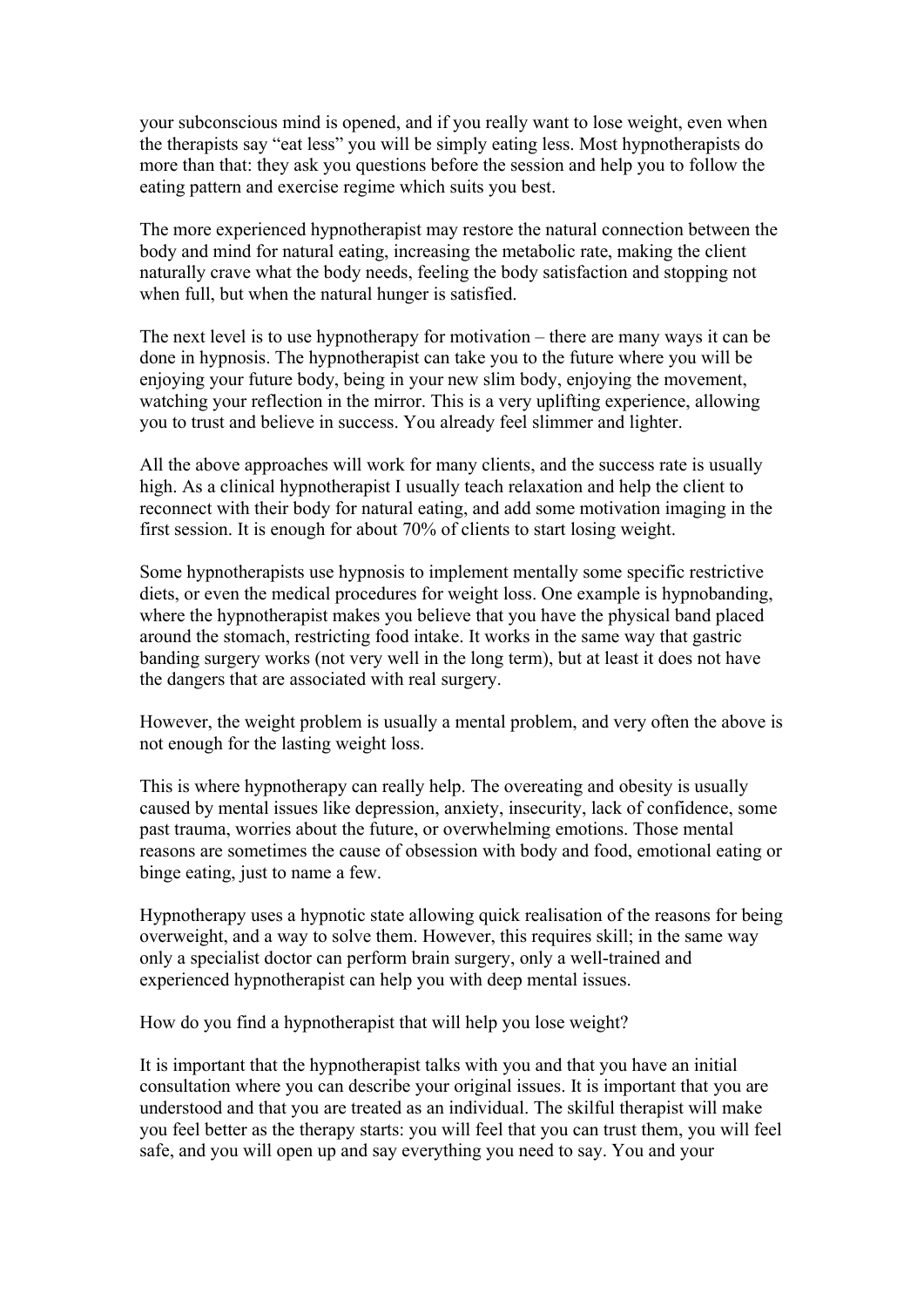your subconscious mind is opened, and if you really want to lose weight, even when the therapists say "eat less" you will be simply eating less. Most hypnotherapists do more than that: they ask you questions before the session and help you to follow the eating pattern and exercise regime which suits you best.

The more experienced hypnotherapist may restore the natural connection between the body and mind for natural eating, increasing the metabolic rate, making the client naturally crave what the body needs, feeling the body satisfaction and stopping not when full, but when the natural hunger is satisfied.

The next level is to use hypnotherapy for motivation – there are many ways it can be done in hypnosis. The hypnotherapist can take you to the future where you will be enjoying your future body, being in your new slim body, enjoying the movement, watching your reflection in the mirror. This is a very uplifting experience, allowing you to trust and believe in success. You already feel slimmer and lighter.

All the above approaches will work for many clients, and the success rate is usually high. As a clinical hypnotherapist I usually teach relaxation and help the client to reconnect with their body for natural eating, and add some motivation imaging in the first session. It is enough for about 70% of clients to start losing weight.

Some hypnotherapists use hypnosis to implement mentally some specific restrictive diets, or even the medical procedures for weight loss. One example is hypnobanding, where the hypnotherapist makes you believe that you have the physical band placed around the stomach, restricting food intake. It works in the same way that gastric banding surgery works (not very well in the long term), but at least it does not have the dangers that are associated with real surgery.

However, the weight problem is usually a mental problem, and very often the above is not enough for the lasting weight loss.

This is where hypnotherapy can really help. The overeating and obesity is usually caused by mental issues like depression, anxiety, insecurity, lack of confidence, some past trauma, worries about the future, or overwhelming emotions. Those mental reasons are sometimes the cause of obsession with body and food, emotional eating or binge eating, just to name a few.

Hypnotherapy uses a hypnotic state allowing quick realisation of the reasons for being overweight, and a way to solve them. However, this requires skill; in the same way only a specialist doctor can perform brain surgery, only a well-trained and experienced hypnotherapist can help you with deep mental issues.

How do you find a hypnotherapist that will help you lose weight?

It is important that the hypnotherapist talks with you and that you have an initial consultation where you can describe your original issues. It is important that you are understood and that you are treated as an individual. The skilful therapist will make you feel better as the therapy starts: you will feel that you can trust them, you will feel safe, and you will open up and say everything you need to say. You and your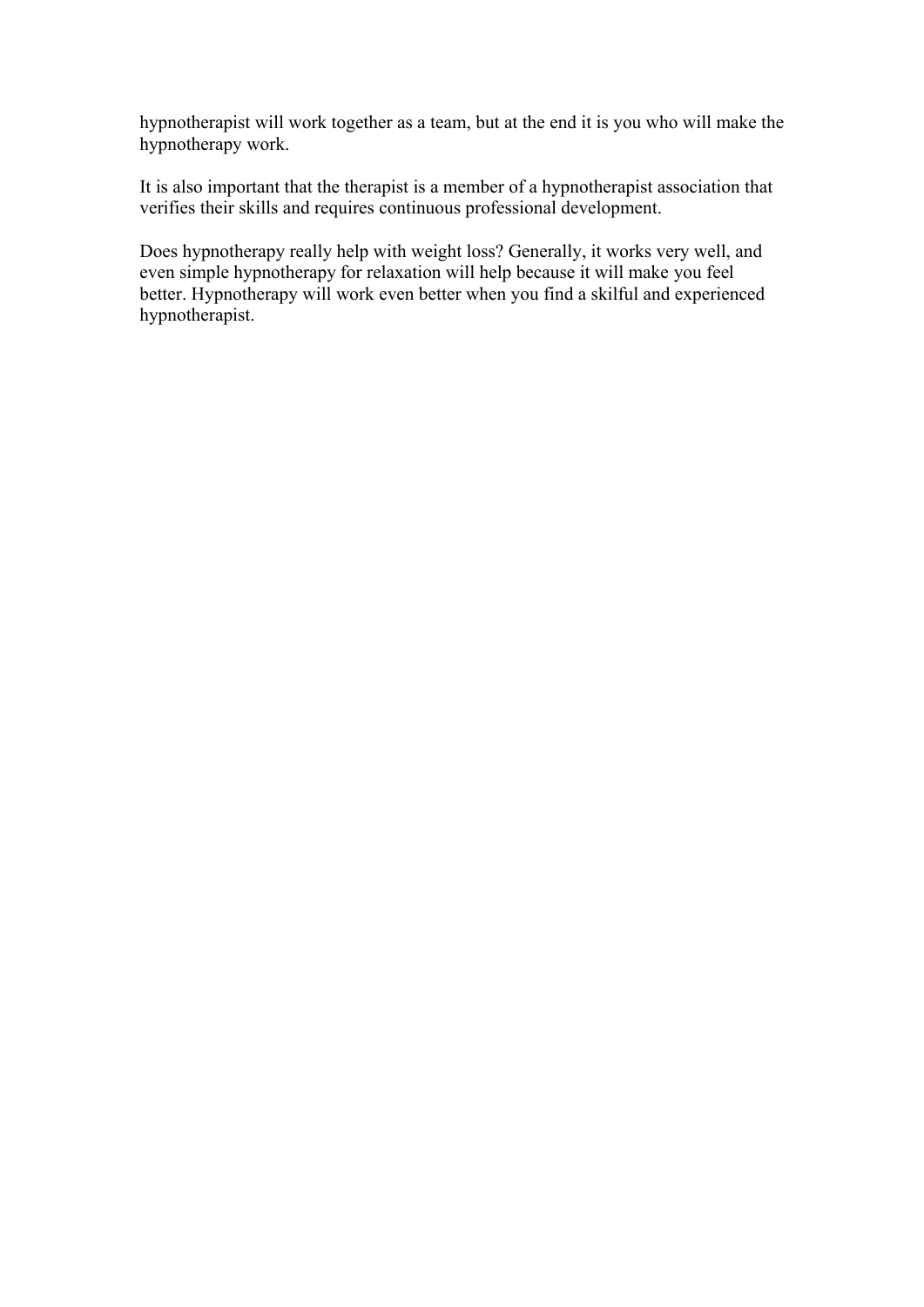hypnotherapist will work together as a team, but at the end it is you who will make the hypnotherapy work.

It is also important that the therapist is a member of a hypnotherapist association that verifies their skills and requires continuous professional development.

Does hypnotherapy really help with weight loss? Generally, it works very well, and even simple hypnotherapy for relaxation will help because it will make you feel better. Hypnotherapy will work even better when you find a skilful and experienced hypnotherapist.